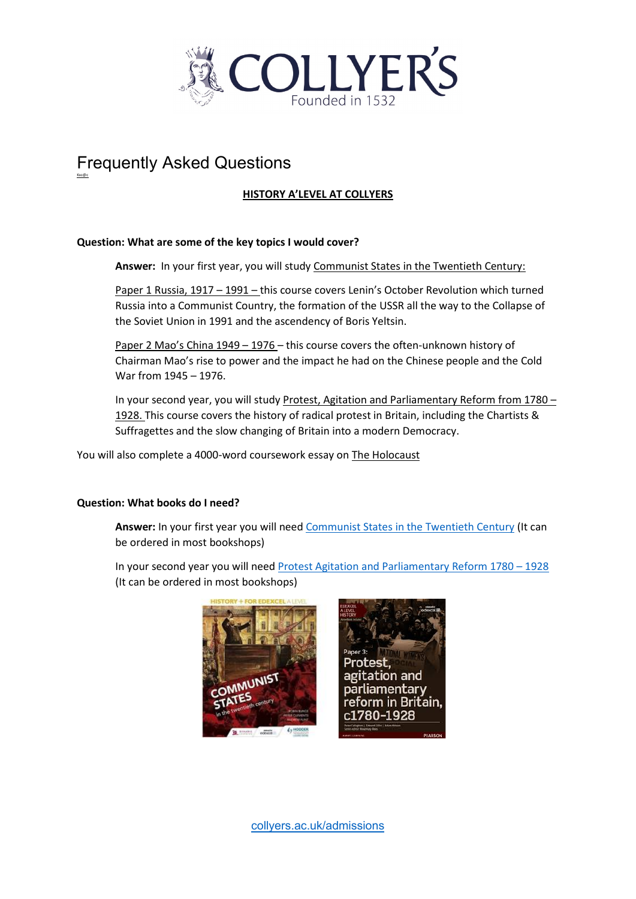# Frequently Asked Questions

## HISTORY A'LEVEL AT COLLYERS

**Question: What are some of the key topics I would cover?**

**Answer:** In your first year, you will study Communist States in the Twentieth Century:

Paper 1 Russia, 1917 – 1991 – this course covers Lenin's October Revolution which turned Russia into a Communist Country, the formation of the USSR all the way to the Collapse of the Soviet Union in 1991 and the ascendency of Boris Yeltsin.

Paper 2 Mao's China 1949 – 1976 – this course covers the often-unknown history of Chairman Mao's rise to power and the impact he had on the Chinese people and the Cold War from 1945 – 1976.

In your second year, you will study Protest, Agitation and Parliamentary Reform from 1780 – 1928. This course covers the history of radical protest in Britain, including the Chartists & Suffragettes and the slow changing of Britain into a modern Democracy.

You will also complete a 4000-word coursework essay on The Holocaust

**Question: What books do I need?**

**Answer:** In your first year you will need Communist States in the Twentieth Century (It can be ordered in most bookshops)

In your second year you will need Protest Agitation and Parliamentary Reform 1780 – 1928 (It can be ordered in most bookshops)

collyers.ac.uk/admissions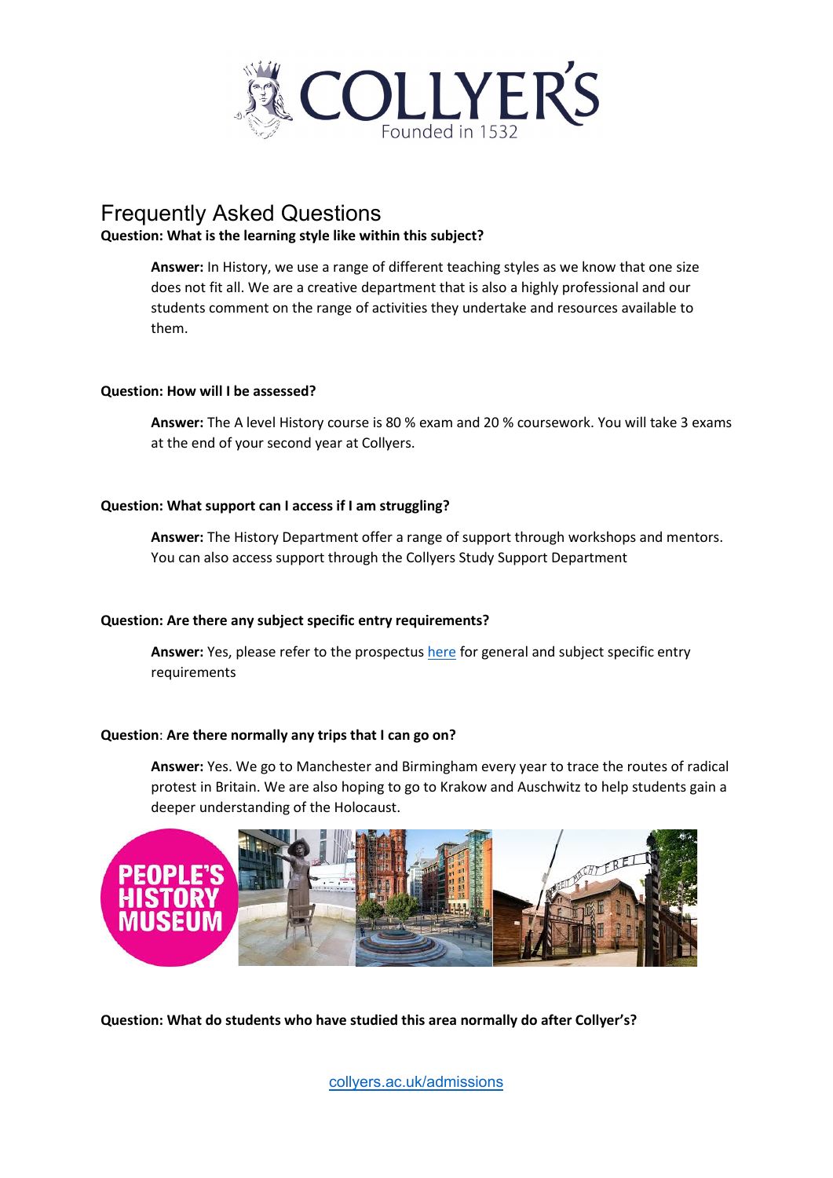# Frequently Asked Questions

**Question: What is the learning style like within this subject?**

> **Answer:** In History, we use a range of different teaching styles as we know that one size does not fit all. We are a creative department that is also a highly professional and our students comment on the range of activities they undertake and resources available to them.

**Question: How will I be assessed?**

> **Answer:** The A level History course is 80 % exam and 20 % coursework. You will take 3 exams at the end of your second year at Collyers.

**Question: What support can I access if I am struggling?**

> **Answer:** The History Department offer a range of support through workshops and mentors. You can also access support through the Collyers Study Support Department

**Question: Are there any subject specific entry requirements?**

> **Answer:** Yes, please refer to the prospectus [here] for general and subject specific entry requirements

**Question**: **Are there normally any trips that I can go on?**

> **Answer:** Yes. We go to Manchester and Birmingham every year to trace the routes of radical protest in Britain. We are also hoping to go to Krakow and Auschwitz to help students gain a deeper understanding of the Holocaust.

**Question: What do students who have studied this area normally do after Collyer's?**

collyers.ac.uk/admissions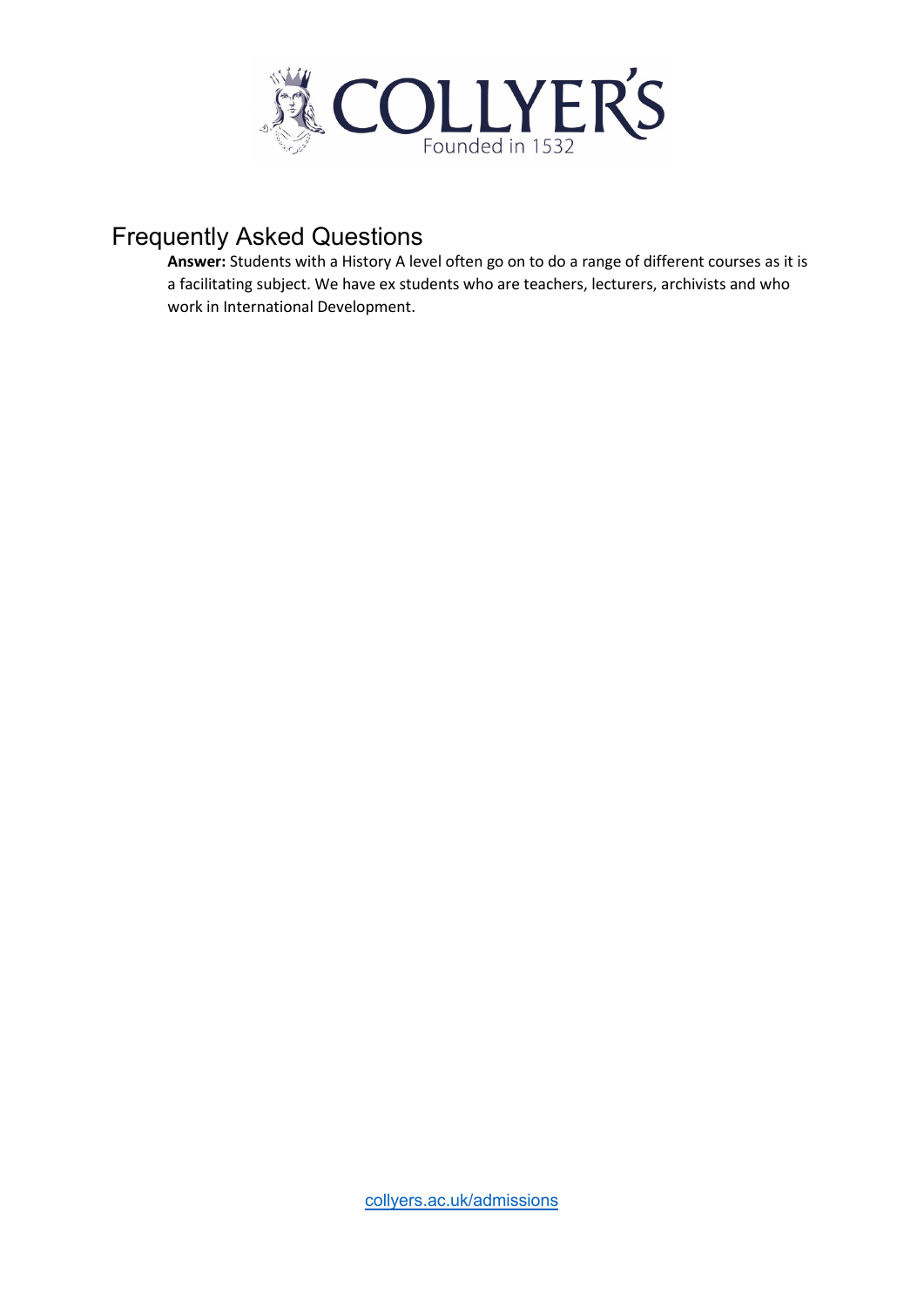## Frequently Asked Questions

**Answer:** Students with a History A level often go on to do a range of different courses as it is a facilitating subject. We have ex students who are teachers, lecturers, archivists and who work in International Development.